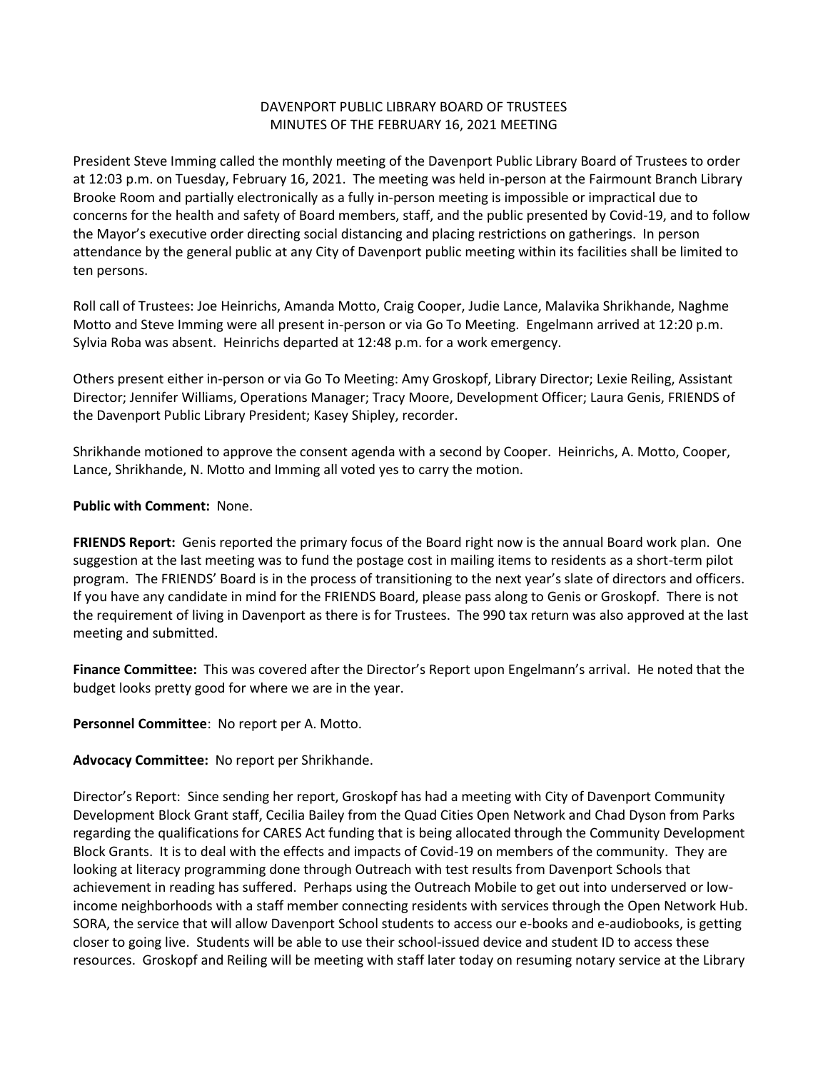DAVENPORT PUBLIC LIBRARY BOARD OF TRUSTEES
MINUTES OF THE FEBRUARY 16, 2021 MEETING

President Steve Imming called the monthly meeting of the Davenport Public Library Board of Trustees to order at 12:03 p.m. on Tuesday, February 16, 2021. The meeting was held in-person at the Fairmount Branch Library Brooke Room and partially electronically as a fully in-person meeting is impossible or impractical due to concerns for the health and safety of Board members, staff, and the public presented by Covid-19, and to follow the Mayor's executive order directing social distancing and placing restrictions on gatherings. In person attendance by the general public at any City of Davenport public meeting within its facilities shall be limited to ten persons.

Roll call of Trustees: Joe Heinrichs, Amanda Motto, Craig Cooper, Judie Lance, Malavika Shrikhande, Naghme Motto and Steve Imming were all present in-person or via Go To Meeting. Engelmann arrived at 12:20 p.m. Sylvia Roba was absent. Heinrichs departed at 12:48 p.m. for a work emergency.

Others present either in-person or via Go To Meeting: Amy Groskopf, Library Director; Lexie Reiling, Assistant Director; Jennifer Williams, Operations Manager; Tracy Moore, Development Officer; Laura Genis, FRIENDS of the Davenport Public Library President; Kasey Shipley, recorder.

Shrikhande motioned to approve the consent agenda with a second by Cooper. Heinrichs, A. Motto, Cooper, Lance, Shrikhande, N. Motto and Imming all voted yes to carry the motion.

**Public with Comment:** None.

**FRIENDS Report:** Genis reported the primary focus of the Board right now is the annual Board work plan. One suggestion at the last meeting was to fund the postage cost in mailing items to residents as a short-term pilot program. The FRIENDS' Board is in the process of transitioning to the next year's slate of directors and officers. If you have any candidate in mind for the FRIENDS Board, please pass along to Genis or Groskopf. There is not the requirement of living in Davenport as there is for Trustees. The 990 tax return was also approved at the last meeting and submitted.

**Finance Committee:** This was covered after the Director's Report upon Engelmann's arrival. He noted that the budget looks pretty good for where we are in the year.

**Personnel Committee**: No report per A. Motto.

**Advocacy Committee:** No report per Shrikhande.

Director's Report: Since sending her report, Groskopf has had a meeting with City of Davenport Community Development Block Grant staff, Cecilia Bailey from the Quad Cities Open Network and Chad Dyson from Parks regarding the qualifications for CARES Act funding that is being allocated through the Community Development Block Grants. It is to deal with the effects and impacts of Covid-19 on members of the community. They are looking at literacy programming done through Outreach with test results from Davenport Schools that achievement in reading has suffered. Perhaps using the Outreach Mobile to get out into underserved or low-income neighborhoods with a staff member connecting residents with services through the Open Network Hub. SORA, the service that will allow Davenport School students to access our e-books and e-audiobooks, is getting closer to going live. Students will be able to use their school-issued device and student ID to access these resources. Groskopf and Reiling will be meeting with staff later today on resuming notary service at the Library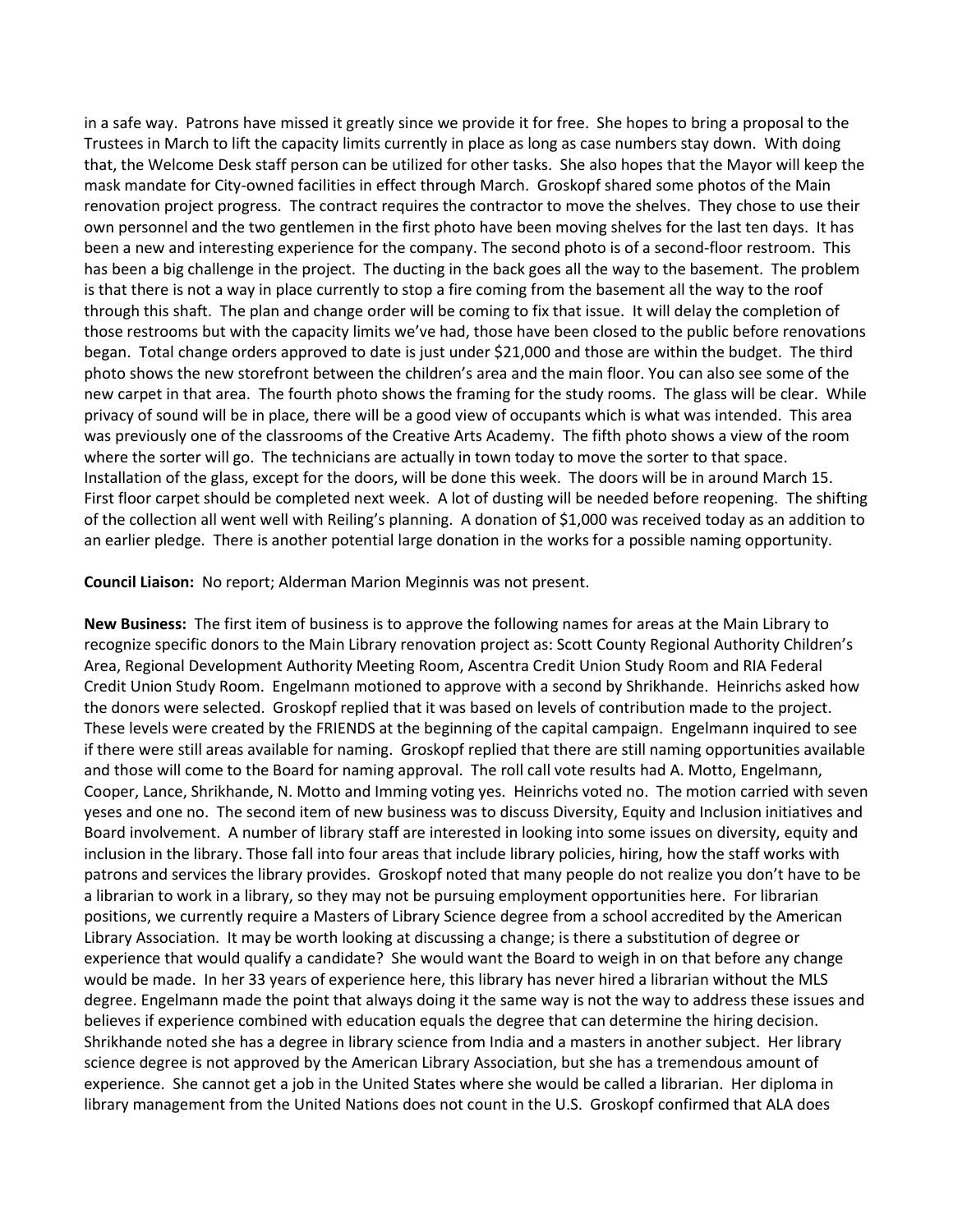in a safe way. Patrons have missed it greatly since we provide it for free. She hopes to bring a proposal to the Trustees in March to lift the capacity limits currently in place as long as case numbers stay down. With doing that, the Welcome Desk staff person can be utilized for other tasks. She also hopes that the Mayor will keep the mask mandate for City-owned facilities in effect through March. Groskopf shared some photos of the Main renovation project progress. The contract requires the contractor to move the shelves. They chose to use their own personnel and the two gentlemen in the first photo have been moving shelves for the last ten days. It has been a new and interesting experience for the company. The second photo is of a second-floor restroom. This has been a big challenge in the project. The ducting in the back goes all the way to the basement. The problem is that there is not a way in place currently to stop a fire coming from the basement all the way to the roof through this shaft. The plan and change order will be coming to fix that issue. It will delay the completion of those restrooms but with the capacity limits we've had, those have been closed to the public before renovations began. Total change orders approved to date is just under $21,000 and those are within the budget. The third photo shows the new storefront between the children's area and the main floor. You can also see some of the new carpet in that area. The fourth photo shows the framing for the study rooms. The glass will be clear. While privacy of sound will be in place, there will be a good view of occupants which is what was intended. This area was previously one of the classrooms of the Creative Arts Academy. The fifth photo shows a view of the room where the sorter will go. The technicians are actually in town today to move the sorter to that space. Installation of the glass, except for the doors, will be done this week. The doors will be in around March 15. First floor carpet should be completed next week. A lot of dusting will be needed before reopening. The shifting of the collection all went well with Reiling's planning. A donation of $1,000 was received today as an addition to an earlier pledge. There is another potential large donation in the works for a possible naming opportunity.

**Council Liaison:** No report; Alderman Marion Meginnis was not present.

**New Business:** The first item of business is to approve the following names for areas at the Main Library to recognize specific donors to the Main Library renovation project as: Scott County Regional Authority Children's Area, Regional Development Authority Meeting Room, Ascentra Credit Union Study Room and RIA Federal Credit Union Study Room. Engelmann motioned to approve with a second by Shrikhande. Heinrichs asked how the donors were selected. Groskopf replied that it was based on levels of contribution made to the project. These levels were created by the FRIENDS at the beginning of the capital campaign. Engelmann inquired to see if there were still areas available for naming. Groskopf replied that there are still naming opportunities available and those will come to the Board for naming approval. The roll call vote results had A. Motto, Engelmann, Cooper, Lance, Shrikhande, N. Motto and Imming voting yes. Heinrichs voted no. The motion carried with seven yeses and one no. The second item of new business was to discuss Diversity, Equity and Inclusion initiatives and Board involvement. A number of library staff are interested in looking into some issues on diversity, equity and inclusion in the library. Those fall into four areas that include library policies, hiring, how the staff works with patrons and services the library provides. Groskopf noted that many people do not realize you don't have to be a librarian to work in a library, so they may not be pursuing employment opportunities here. For librarian positions, we currently require a Masters of Library Science degree from a school accredited by the American Library Association. It may be worth looking at discussing a change; is there a substitution of degree or experience that would qualify a candidate? She would want the Board to weigh in on that before any change would be made. In her 33 years of experience here, this library has never hired a librarian without the MLS degree. Engelmann made the point that always doing it the same way is not the way to address these issues and believes if experience combined with education equals the degree that can determine the hiring decision. Shrikhande noted she has a degree in library science from India and a masters in another subject. Her library science degree is not approved by the American Library Association, but she has a tremendous amount of experience. She cannot get a job in the United States where she would be called a librarian. Her diploma in library management from the United Nations does not count in the U.S. Groskopf confirmed that ALA does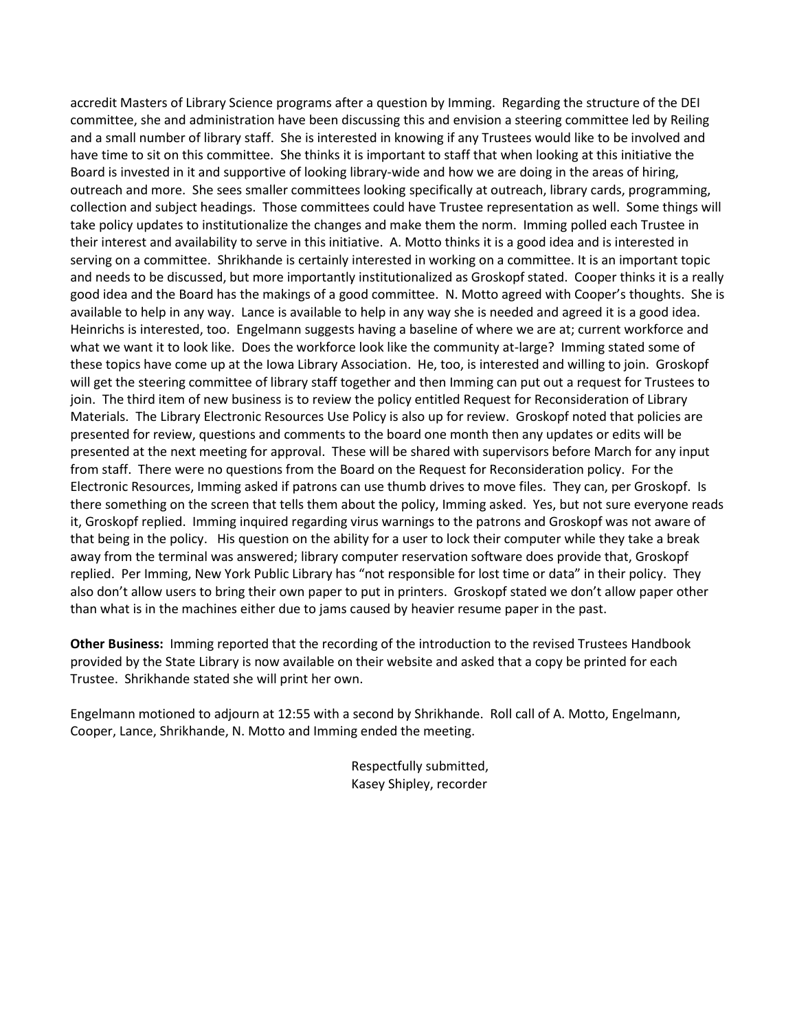accredit Masters of Library Science programs after a question by Imming. Regarding the structure of the DEI committee, she and administration have been discussing this and envision a steering committee led by Reiling and a small number of library staff. She is interested in knowing if any Trustees would like to be involved and have time to sit on this committee. She thinks it is important to staff that when looking at this initiative the Board is invested in it and supportive of looking library-wide and how we are doing in the areas of hiring, outreach and more. She sees smaller committees looking specifically at outreach, library cards, programming, collection and subject headings. Those committees could have Trustee representation as well. Some things will take policy updates to institutionalize the changes and make them the norm. Imming polled each Trustee in their interest and availability to serve in this initiative. A. Motto thinks it is a good idea and is interested in serving on a committee. Shrikhande is certainly interested in working on a committee. It is an important topic and needs to be discussed, but more importantly institutionalized as Groskopf stated. Cooper thinks it is a really good idea and the Board has the makings of a good committee. N. Motto agreed with Cooper's thoughts. She is available to help in any way. Lance is available to help in any way she is needed and agreed it is a good idea. Heinrichs is interested, too. Engelmann suggests having a baseline of where we are at; current workforce and what we want it to look like. Does the workforce look like the community at-large? Imming stated some of these topics have come up at the Iowa Library Association. He, too, is interested and willing to join. Groskopf will get the steering committee of library staff together and then Imming can put out a request for Trustees to join. The third item of new business is to review the policy entitled Request for Reconsideration of Library Materials. The Library Electronic Resources Use Policy is also up for review. Groskopf noted that policies are presented for review, questions and comments to the board one month then any updates or edits will be presented at the next meeting for approval. These will be shared with supervisors before March for any input from staff. There were no questions from the Board on the Request for Reconsideration policy. For the Electronic Resources, Imming asked if patrons can use thumb drives to move files. They can, per Groskopf. Is there something on the screen that tells them about the policy, Imming asked. Yes, but not sure everyone reads it, Groskopf replied. Imming inquired regarding virus warnings to the patrons and Groskopf was not aware of that being in the policy. His question on the ability for a user to lock their computer while they take a break away from the terminal was answered; library computer reservation software does provide that, Groskopf replied. Per Imming, New York Public Library has "not responsible for lost time or data" in their policy. They also don't allow users to bring their own paper to put in printers. Groskopf stated we don't allow paper other than what is in the machines either due to jams caused by heavier resume paper in the past.

**Other Business:** Imming reported that the recording of the introduction to the revised Trustees Handbook provided by the State Library is now available on their website and asked that a copy be printed for each Trustee. Shrikhande stated she will print her own.

Engelmann motioned to adjourn at 12:55 with a second by Shrikhande. Roll call of A. Motto, Engelmann, Cooper, Lance, Shrikhande, N. Motto and Imming ended the meeting.

Respectfully submitted,  
Kasey Shipley, recorder